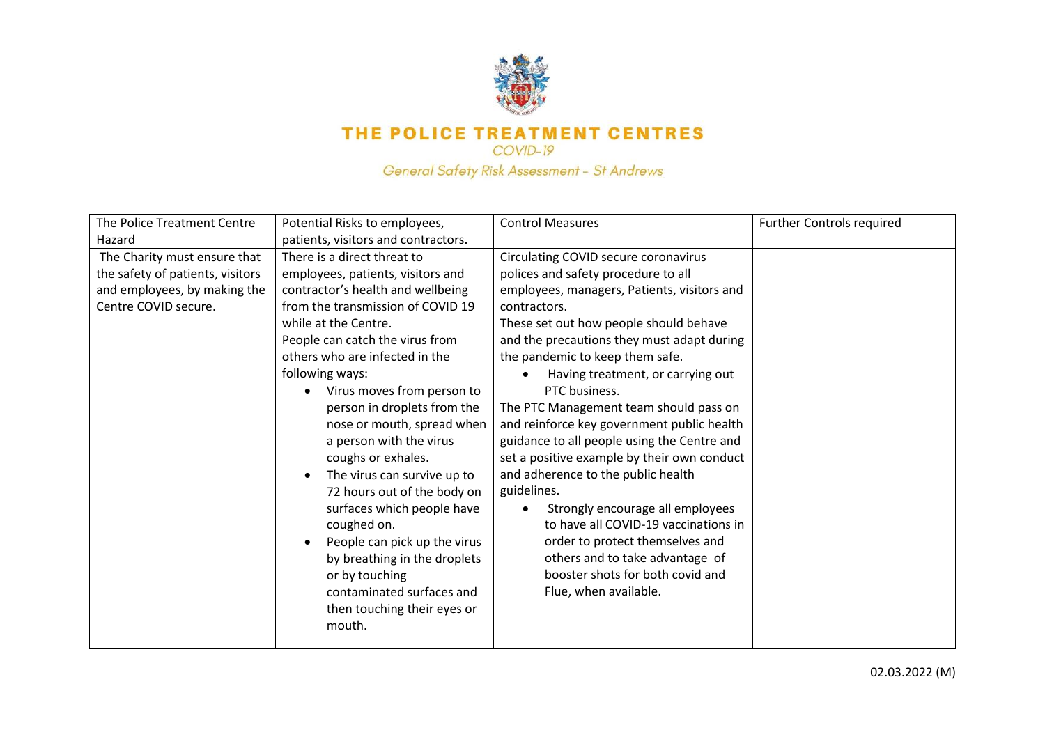# THE POLICE TREATMENT CENTRES

*COVID-19*

*General Safety Risk Assessment – St Andrews*

| The Police Treatment Centre Hazard | Potential Risks to employees, patients, visitors and contractors. | Control Measures | Further Controls required |
|---|---|---|---|
| The Charity must ensure that the safety of patients, visitors and employees, by making the Centre COVID secure. | There is a direct threat to employees, patients, visitors and contractor's health and wellbeing from the transmission of COVID 19 while at the Centre.<br>People can catch the virus from others who are infected in the following ways:<br>• Virus moves from person to person in droplets from the nose or mouth, spread when a person with the virus coughs or exhales.<br>• The virus can survive up to 72 hours out of the body on surfaces which people have coughed on.<br>• People can pick up the virus by breathing in the droplets or by touching contaminated surfaces and then touching their eyes or mouth. | Circulating COVID secure coronavirus polices and safety procedure to all employees, managers, Patients, visitors and contractors.<br>These set out how people should behave and the precautions they must adapt during the pandemic to keep them safe.<br>• Having treatment, or carrying out PTC business.<br>The PTC Management team should pass on and reinforce key government public health guidance to all people using the Centre and set a positive example by their own conduct and adherence to the public health guidelines.<br>• Strongly encourage all employees to have all COVID-19 vaccinations in order to protect themselves and others and to take advantage of booster shots for both covid and Flue, when available. | |

02.03.2022 (M)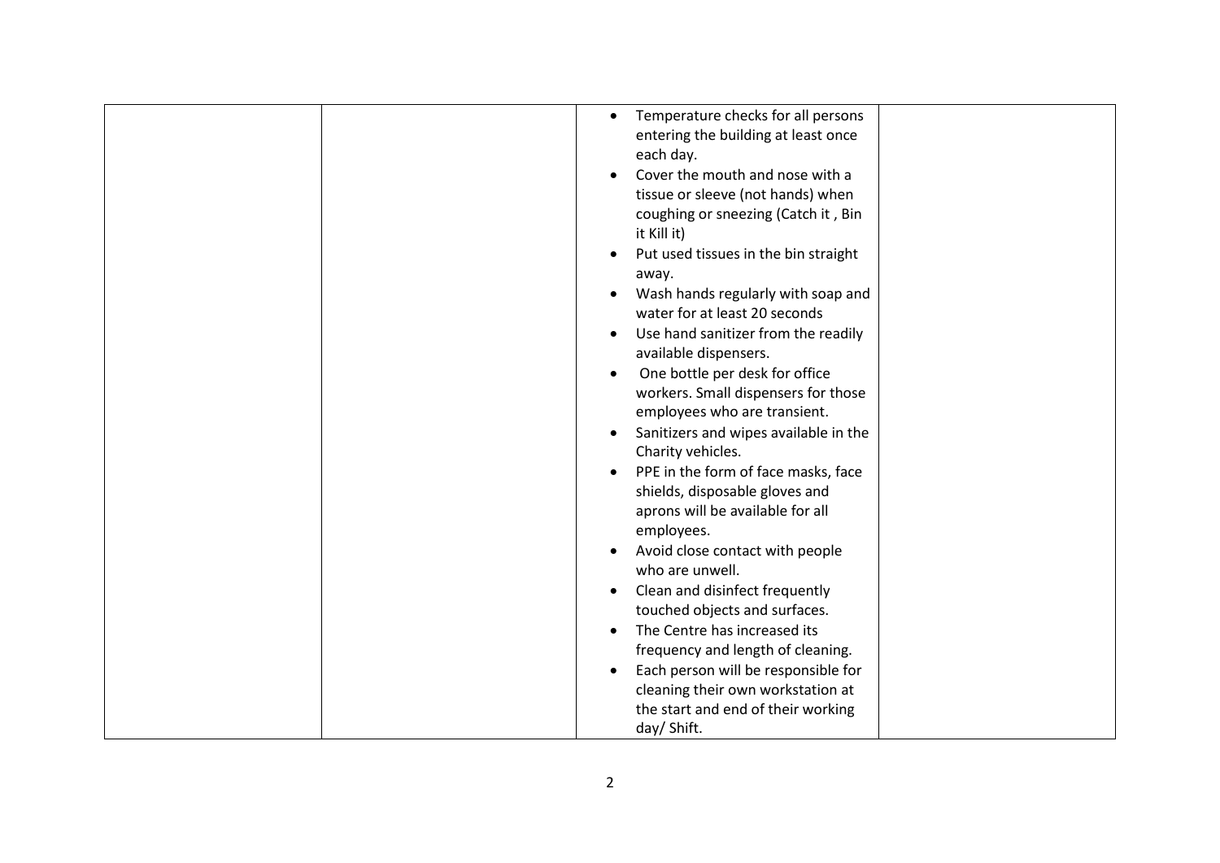|  |  |  |  |
|---|---|---|---|
|  |  | • Temperature checks for all persons entering the building at least once each day.<br>• Cover the mouth and nose with a tissue or sleeve (not hands) when coughing or sneezing (Catch it , Bin it Kill it)<br>• Put used tissues in the bin straight away.<br>• Wash hands regularly with soap and water for at least 20 seconds<br>• Use hand sanitizer from the readily available dispensers.<br>• One bottle per desk for office workers. Small dispensers for those employees who are transient.<br>• Sanitizers and wipes available in the Charity vehicles.<br>• PPE in the form of face masks, face shields, disposable gloves and aprons will be available for all employees.<br>• Avoid close contact with people who are unwell.<br>• Clean and disinfect frequently touched objects and surfaces.<br>• The Centre has increased its frequency and length of cleaning.<br>• Each person will be responsible for cleaning their own workstation at the start and end of their working day/ Shift. |  |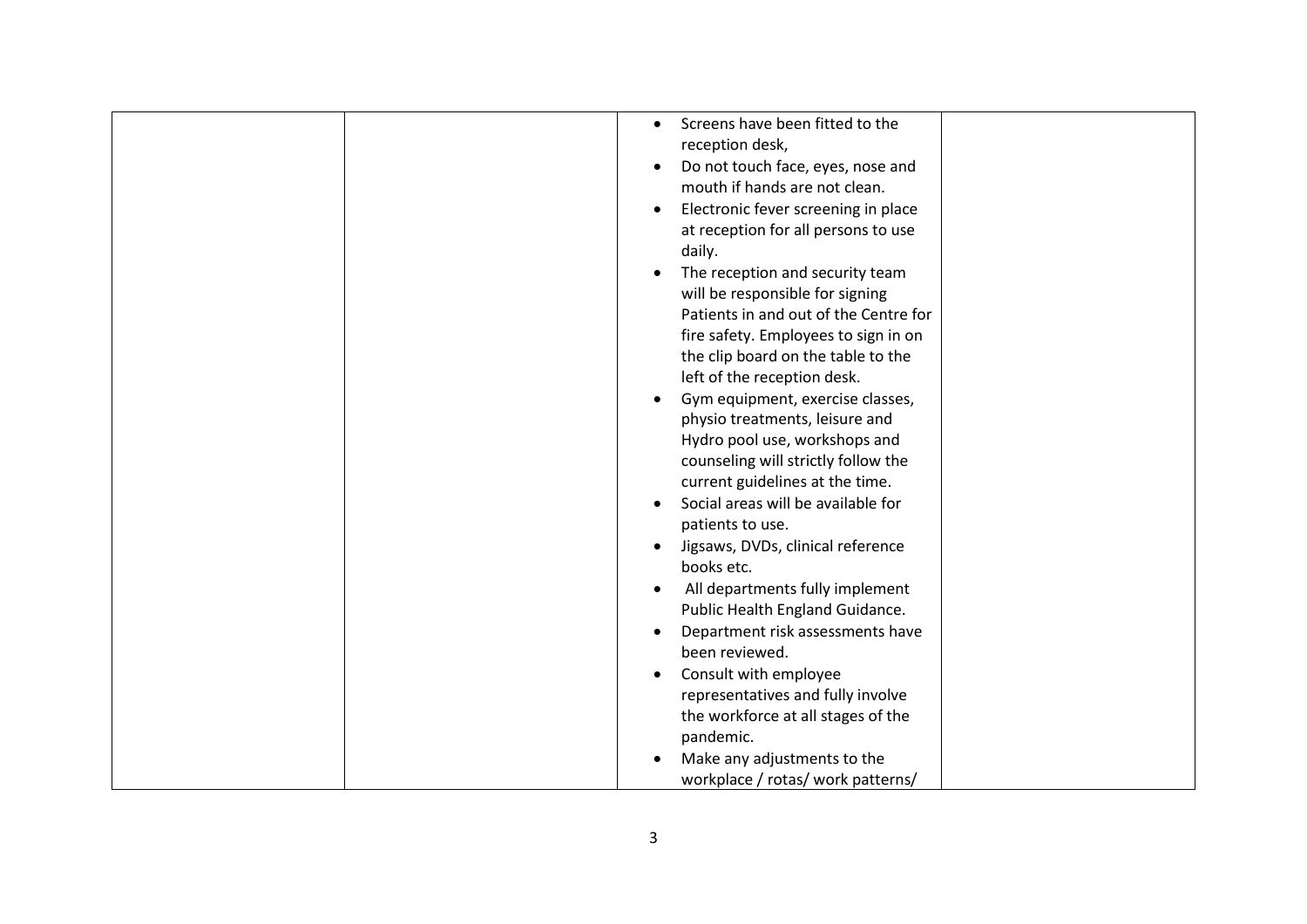| | | | |
|---|---|---|---|
| | | <ul><li>Screens have been fitted to the reception desk,</li><li>Do not touch face, eyes, nose and mouth if hands are not clean.</li><li>Electronic fever screening in place at reception for all persons to use daily.</li><li>The reception and security team will be responsible for signing Patients in and out of the Centre for fire safety. Employees to sign in on the clip board on the table to the left of the reception desk.</li><li>Gym equipment, exercise classes, physio treatments, leisure and Hydro pool use, workshops and counseling will strictly follow the current guidelines at the time.</li><li>Social areas will be available for patients to use.</li><li>Jigsaws, DVDs, clinical reference books etc.</li><li>All departments fully implement Public Health England Guidance.</li><li>Department risk assessments have been reviewed.</li><li>Consult with employee representatives and fully involve the workforce at all stages of the pandemic.</li><li>Make any adjustments to the workplace / rotas/ work patterns/</li></ul> | |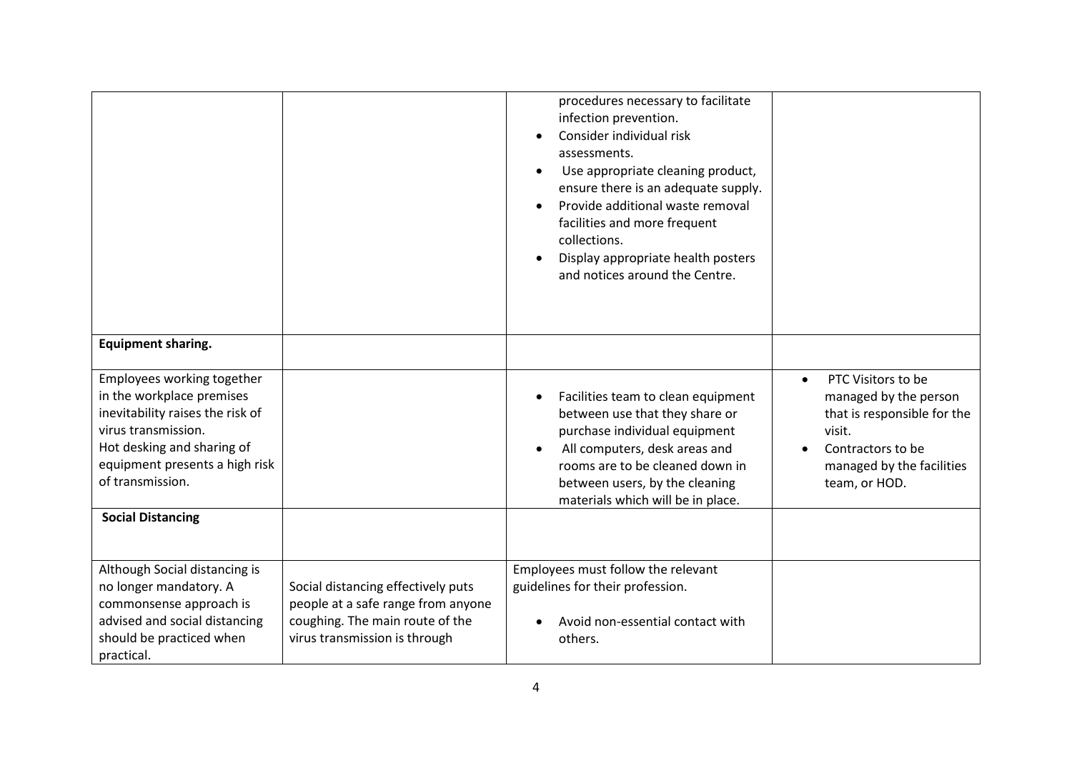| | | | |
|---|---|---|---|
| | | procedures necessary to facilitate infection prevention.<br>• Consider individual risk assessments.<br>• Use appropriate cleaning product, ensure there is an adequate supply.<br>• Provide additional waste removal facilities and more frequent collections.<br>• Display appropriate health posters and notices around the Centre. | |
| **Equipment sharing.** | | | |
| Employees working together in the workplace premises inevitability raises the risk of virus transmission.<br>Hot desking and sharing of equipment presents a high risk of transmission. | | • Facilities team to clean equipment between use that they share or purchase individual equipment<br>• All computers, desk areas and rooms are to be cleaned down in between users, by the cleaning materials which will be in place. | • PTC Visitors to be managed by the person that is responsible for the visit.<br>• Contractors to be managed by the facilities team, or HOD. |
| **Social Distancing** | | | |
| Although Social distancing is no longer mandatory. A commonsense approach is advised and social distancing should be practiced when practical. | Social distancing effectively puts people at a safe range from anyone coughing. The main route of the virus transmission is through | Employees must follow the relevant guidelines for their profession.<br>• Avoid non-essential contact with others. | |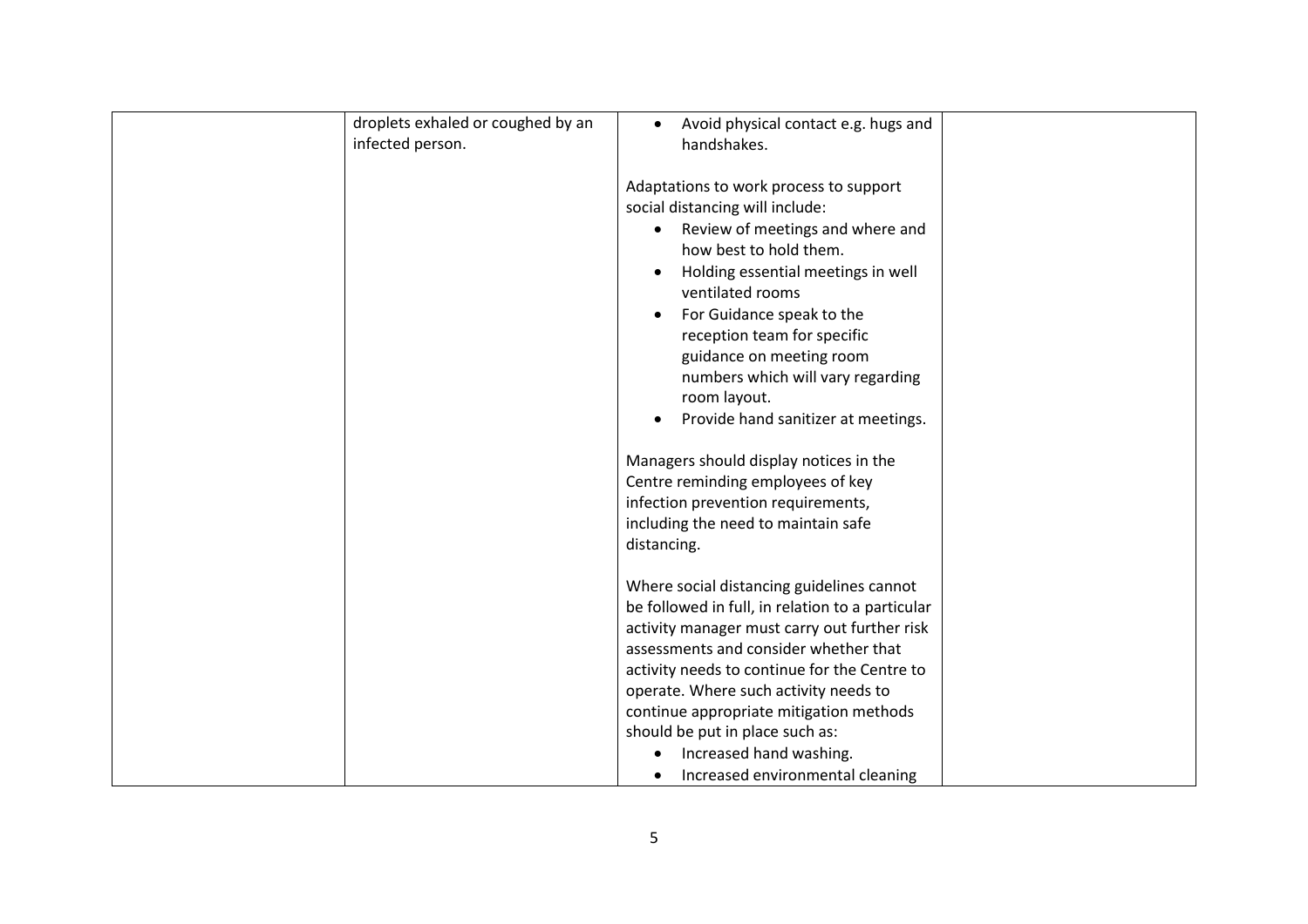| | | | |
|---|---|---|---|
| | droplets exhaled or coughed by an infected person. | • Avoid physical contact e.g. hugs and handshakes.<br><br>Adaptations to work process to support social distancing will include:<br>• Review of meetings and where and how best to hold them.<br>• Holding essential meetings in well ventilated rooms<br>• For Guidance speak to the reception team for specific guidance on meeting room numbers which will vary regarding room layout.<br>• Provide hand sanitizer at meetings.<br><br>Managers should display notices in the Centre reminding employees of key infection prevention requirements, including the need to maintain safe distancing.<br><br>Where social distancing guidelines cannot be followed in full, in relation to a particular activity manager must carry out further risk assessments and consider whether that activity needs to continue for the Centre to operate. Where such activity needs to continue appropriate mitigation methods should be put in place such as:<br>• Increased hand washing.<br>• Increased environmental cleaning | |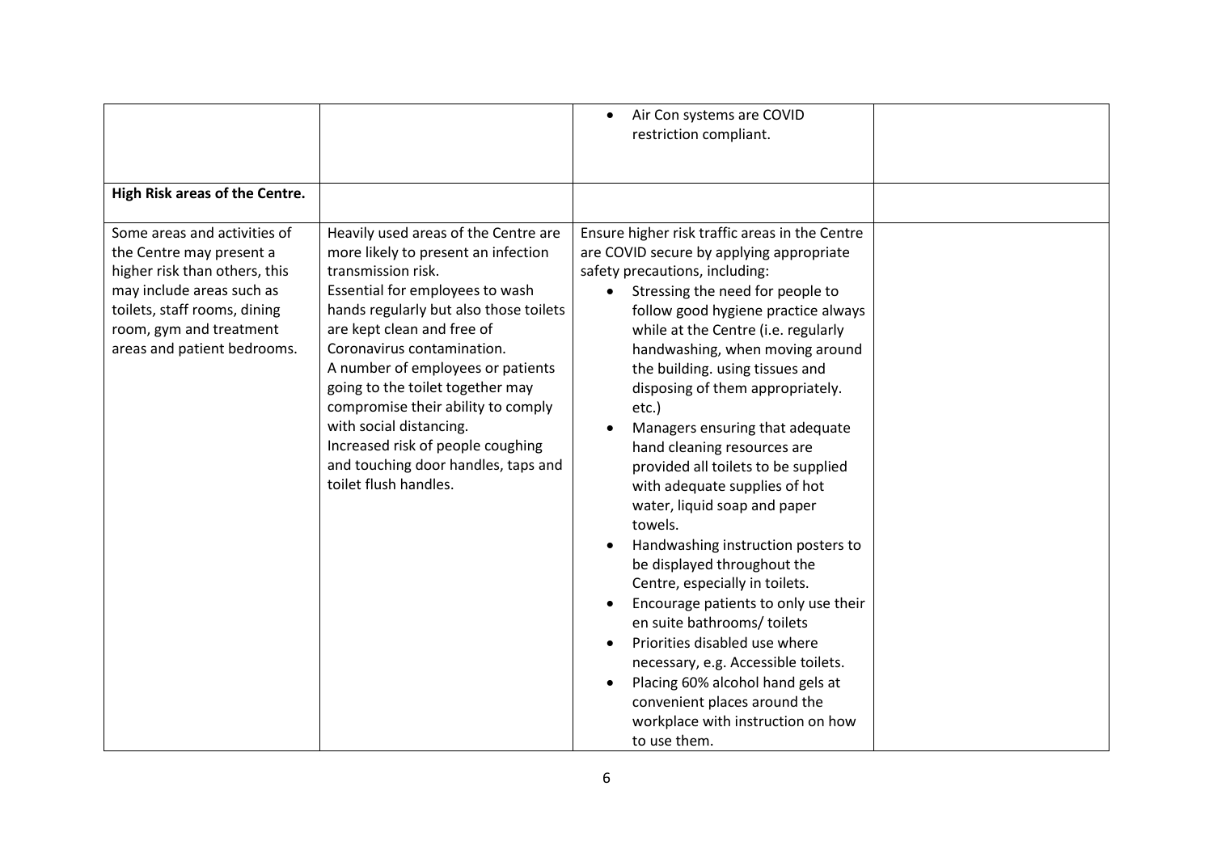| | | | |
|---|---|---|---|
| | | • Air Con systems are COVID restriction compliant. | |
| **High Risk areas of the Centre.** | | | |
| Some areas and activities of the Centre may present a higher risk than others, this may include areas such as toilets, staff rooms, dining room, gym and treatment areas and patient bedrooms. | Heavily used areas of the Centre are more likely to present an infection transmission risk.<br>Essential for employees to wash hands regularly but also those toilets are kept clean and free of Coronavirus contamination.<br>A number of employees or patients going to the toilet together may compromise their ability to comply with social distancing.<br>Increased risk of people coughing and touching door handles, taps and toilet flush handles. | Ensure higher risk traffic areas in the Centre are COVID secure by applying appropriate safety precautions, including:<br>• Stressing the need for people to follow good hygiene practice always while at the Centre (i.e. regularly handwashing, when moving around the building. using tissues and disposing of them appropriately. etc.)<br>• Managers ensuring that adequate hand cleaning resources are provided all toilets to be supplied with adequate supplies of hot water, liquid soap and paper towels.<br>• Handwashing instruction posters to be displayed throughout the Centre, especially in toilets.<br>• Encourage patients to only use their en suite bathrooms/ toilets<br>• Priorities disabled use where necessary, e.g. Accessible toilets.<br>• Placing 60% alcohol hand gels at convenient places around the workplace with instruction on how to use them. | |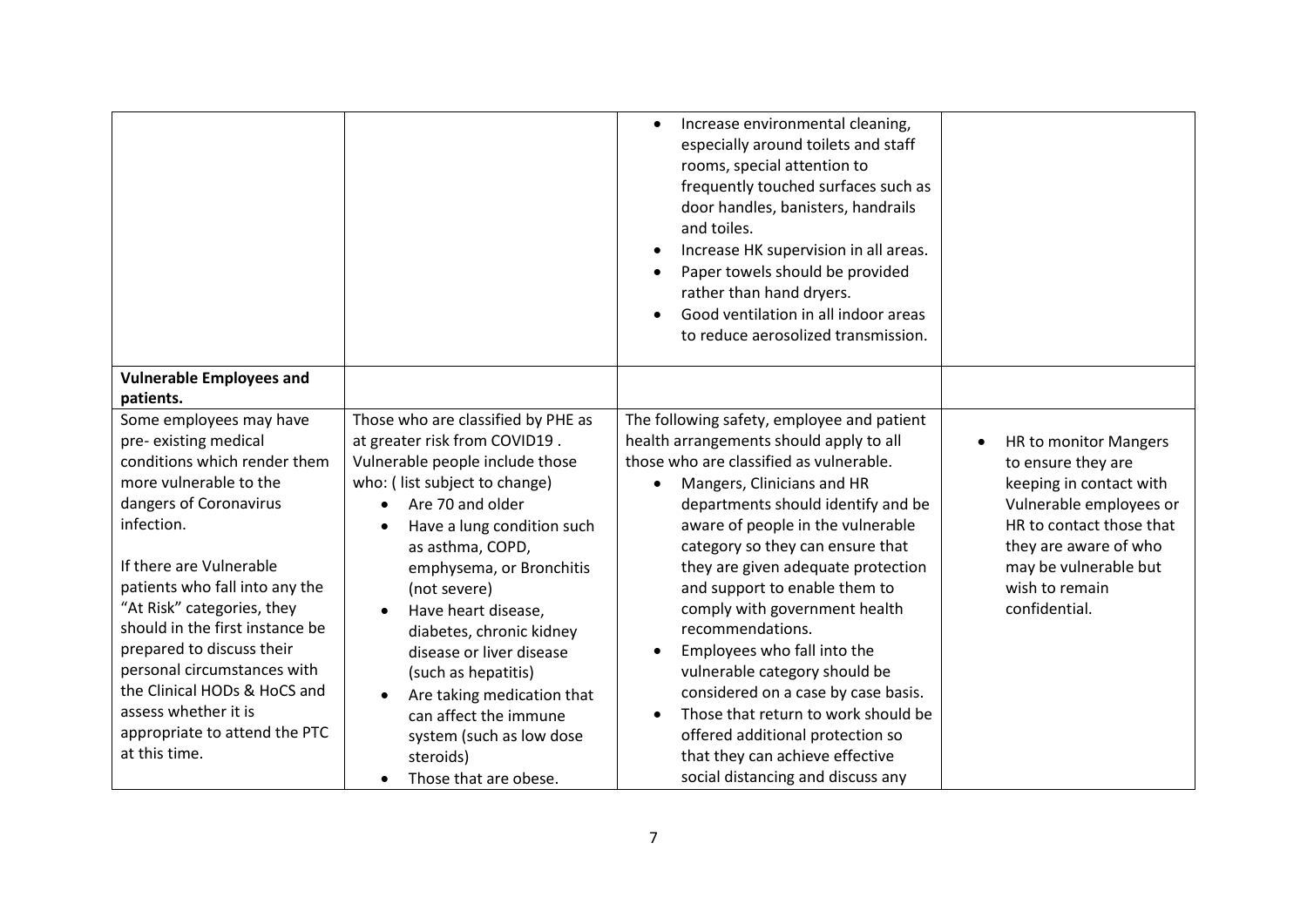| | | | |
|---|---|---|---|
| | | <ul><li>Increase environmental cleaning, especially around toilets and staff rooms, special attention to frequently touched surfaces such as door handles, banisters, handrails and toiles.</li><li>Increase HK supervision in all areas.</li><li>Paper towels should be provided rather than hand dryers.</li><li>Good ventilation in all indoor areas to reduce aerosolized transmission.</li></ul> | |
| **Vulnerable Employees and patients.** | | | |
| Some employees may have pre- existing medical conditions which render them more vulnerable to the dangers of Coronavirus infection.<br><br>If there are Vulnerable patients who fall into any the "At Risk" categories, they should in the first instance be prepared to discuss their personal circumstances with the Clinical HODs & HoCS and assess whether it is appropriate to attend the PTC at this time. | Those who are classified by PHE as at greater risk from COVID19 . Vulnerable people include those who: ( list subject to change)<ul><li>Are 70 and older</li><li>Have a lung condition such as asthma, COPD, emphysema, or Bronchitis (not severe)</li><li>Have heart disease, diabetes, chronic kidney disease or liver disease (such as hepatitis)</li><li>Are taking medication that can affect the immune system (such as low dose steroids)</li><li>Those that are obese.</li></ul> | The following safety, employee and patient health arrangements should apply to all those who are classified as vulnerable.<ul><li>Mangers, Clinicians and HR departments should identify and be aware of people in the vulnerable category so they can ensure that they are given adequate protection and support to enable them to comply with government health recommendations.</li><li>Employees who fall into the vulnerable category should be considered on a case by case basis.</li><li>Those that return to work should be offered additional protection so that they can achieve effective social distancing and discuss any</li></ul> | <ul><li>HR to monitor Mangers to ensure they are keeping in contact with Vulnerable employees or HR to contact those that they are aware of who may be vulnerable but wish to remain confidential.</li></ul> |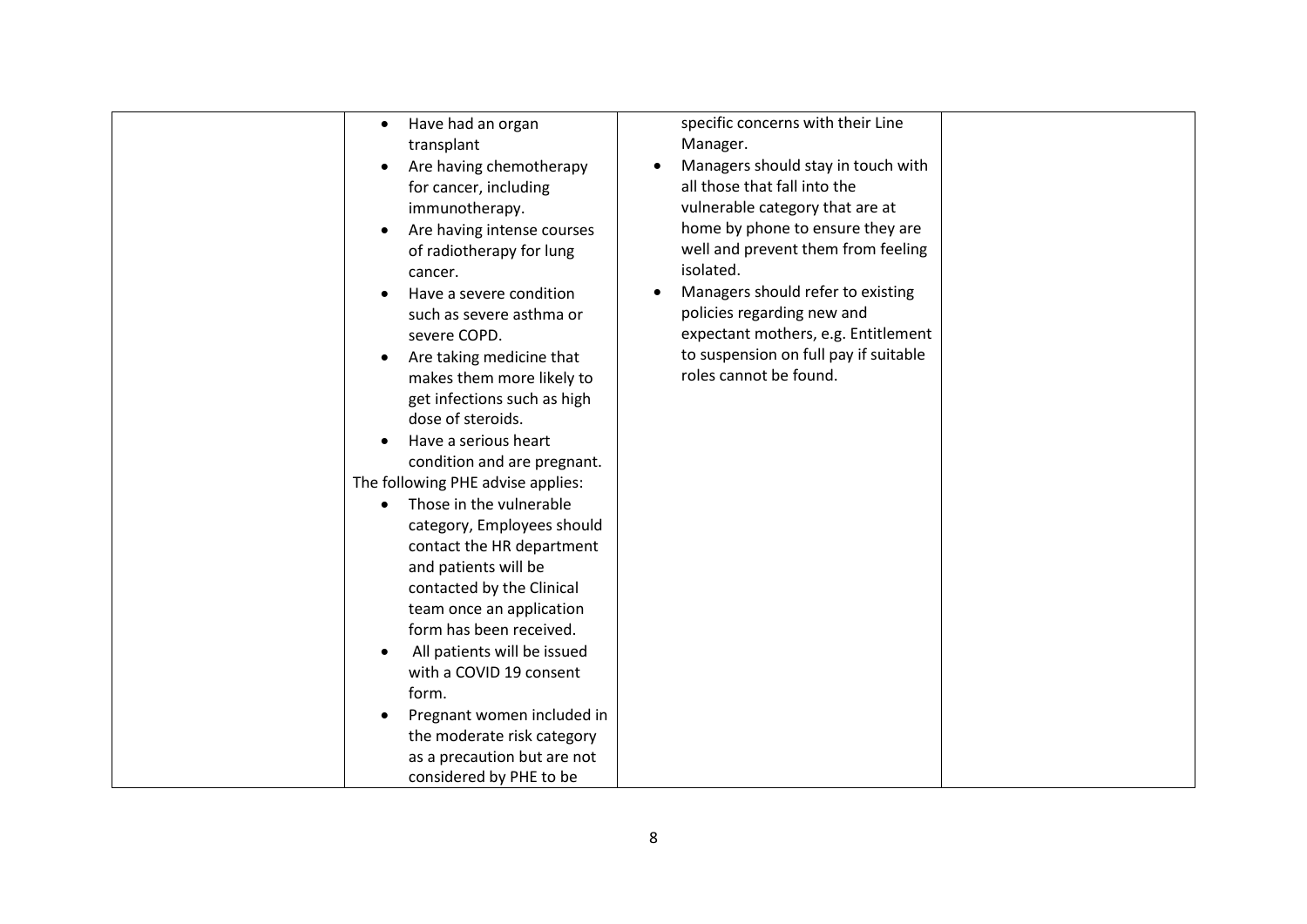| | | | |
|---|---|---|---|
| | • Have had an organ transplant<br>• Are having chemotherapy for cancer, including immunotherapy.<br>• Are having intense courses of radiotherapy for lung cancer.<br>• Have a severe condition such as severe asthma or severe COPD.<br>• Are taking medicine that makes them more likely to get infections such as high dose of steroids.<br>• Have a serious heart condition and are pregnant.<br>The following PHE advise applies:<br>• Those in the vulnerable category, Employees should contact the HR department and patients will be contacted by the Clinical team once an application form has been received.<br>• All patients will be issued with a COVID 19 consent form.<br>• Pregnant women included in the moderate risk category as a precaution but are not considered by PHE to be | specific concerns with their Line Manager.<br>• Managers should stay in touch with all those that fall into the vulnerable category that are at home by phone to ensure they are well and prevent them from feeling isolated.<br>• Managers should refer to existing policies regarding new and expectant mothers, e.g. Entitlement to suspension on full pay if suitable roles cannot be found. | |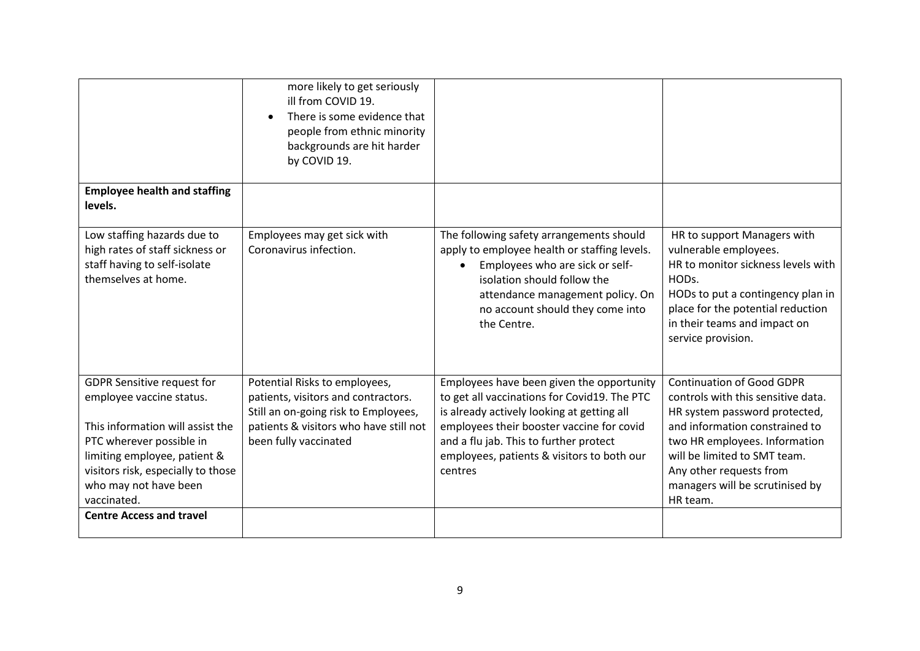| | | | |
|---|---|---|---|
| | more likely to get seriously ill from COVID 19.<br>• There is some evidence that people from ethnic minority backgrounds are hit harder by COVID 19. | | |
| **Employee health and staffing levels.** | | | |
| Low staffing hazards due to high rates of staff sickness or staff having to self-isolate themselves at home. | Employees may get sick with Coronavirus infection. | The following safety arrangements should apply to employee health or staffing levels.<br>• Employees who are sick or self-isolation should follow the attendance management policy. On no account should they come into the Centre. | HR to support Managers with vulnerable employees.<br>HR to monitor sickness levels with HODs.<br>HODs to put a contingency plan in place for the potential reduction in their teams and impact on service provision. |
| GDPR Sensitive request for employee vaccine status.<br><br>This information will assist the PTC wherever possible in limiting employee, patient & visitors risk, especially to those who may not have been vaccinated. | Potential Risks to employees, patients, visitors and contractors. Still an on-going risk to Employees, patients & visitors who have still not been fully vaccinated | Employees have been given the opportunity to get all vaccinations for Covid19. The PTC is already actively looking at getting all employees their booster vaccine for covid and a flu jab. This to further protect employees, patients & visitors to both our centres | Continuation of Good GDPR controls with this sensitive data. HR system password protected, and information constrained to two HR employees. Information will be limited to SMT team. Any other requests from managers will be scrutinised by HR team. |
| **Centre Access and travel** | | | |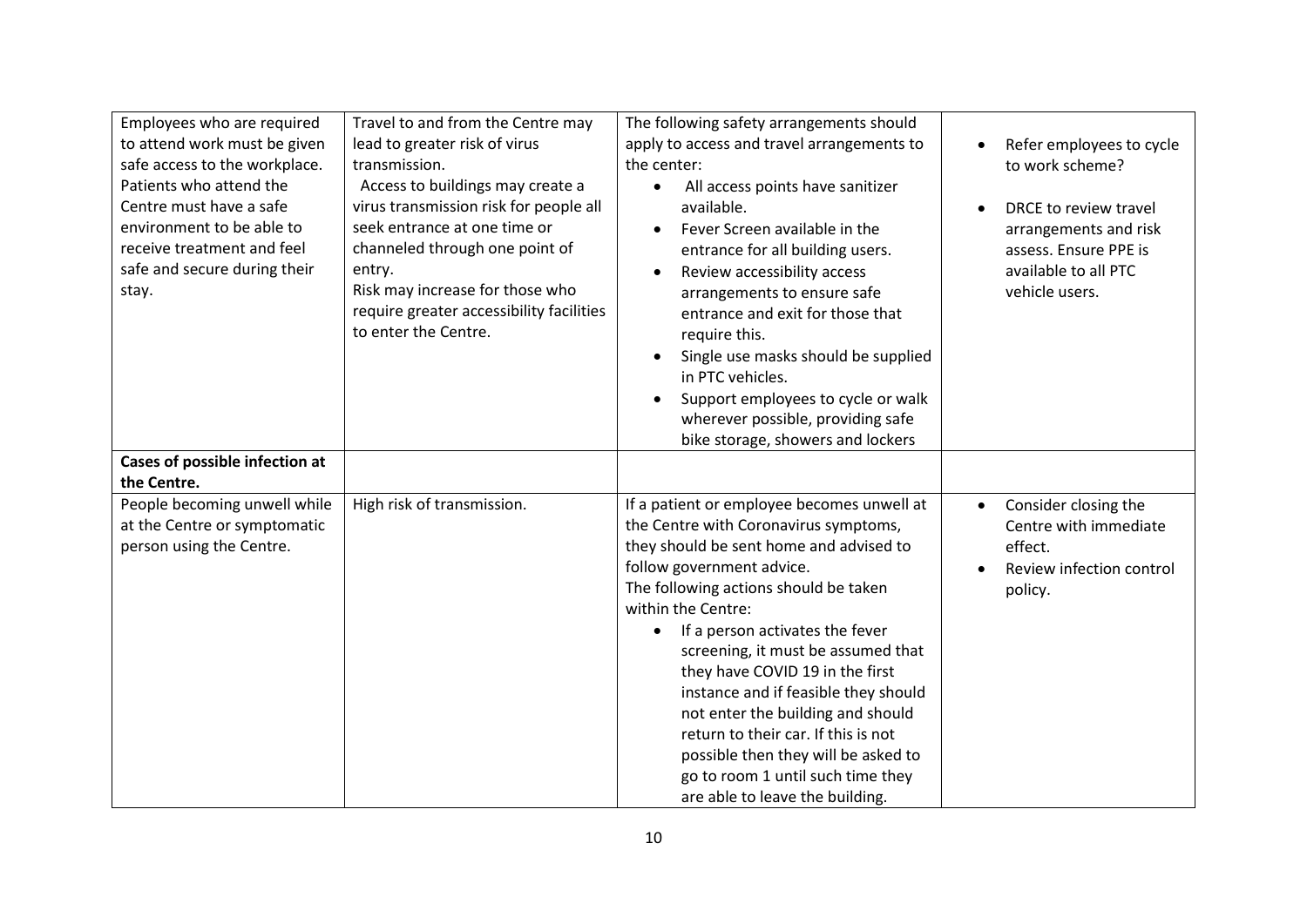| | | | |
|---|---|---|---|
| Employees who are required to attend work must be given safe access to the workplace.<br>Patients who attend the Centre must have a safe environment to be able to receive treatment and feel safe and secure during their stay. | Travel to and from the Centre may lead to greater risk of virus transmission.<br>Access to buildings may create a virus transmission risk for people all seek entrance at one time or channeled through one point of entry.<br>Risk may increase for those who require greater accessibility facilities to enter the Centre. | The following safety arrangements should apply to access and travel arrangements to the center:<br>• All access points have sanitizer available.<br>• Fever Screen available in the entrance for all building users.<br>• Review accessibility access arrangements to ensure safe entrance and exit for those that require this.<br>• Single use masks should be supplied in PTC vehicles.<br>• Support employees to cycle or walk wherever possible, providing safe bike storage, showers and lockers | • Refer employees to cycle to work scheme?<br>• DRCE to review travel arrangements and risk assess. Ensure PPE is available to all PTC vehicle users. |
| **Cases of possible infection at the Centre.** | | | |
| People becoming unwell while at the Centre or symptomatic person using the Centre. | High risk of transmission. | If a patient or employee becomes unwell at the Centre with Coronavirus symptoms, they should be sent home and advised to follow government advice.<br>The following actions should be taken within the Centre:<br>• If a person activates the fever screening, it must be assumed that they have COVID 19 in the first instance and if feasible they should not enter the building and should return to their car. If this is not possible then they will be asked to go to room 1 until such time they are able to leave the building. | • Consider closing the Centre with immediate effect.<br>• Review infection control policy. |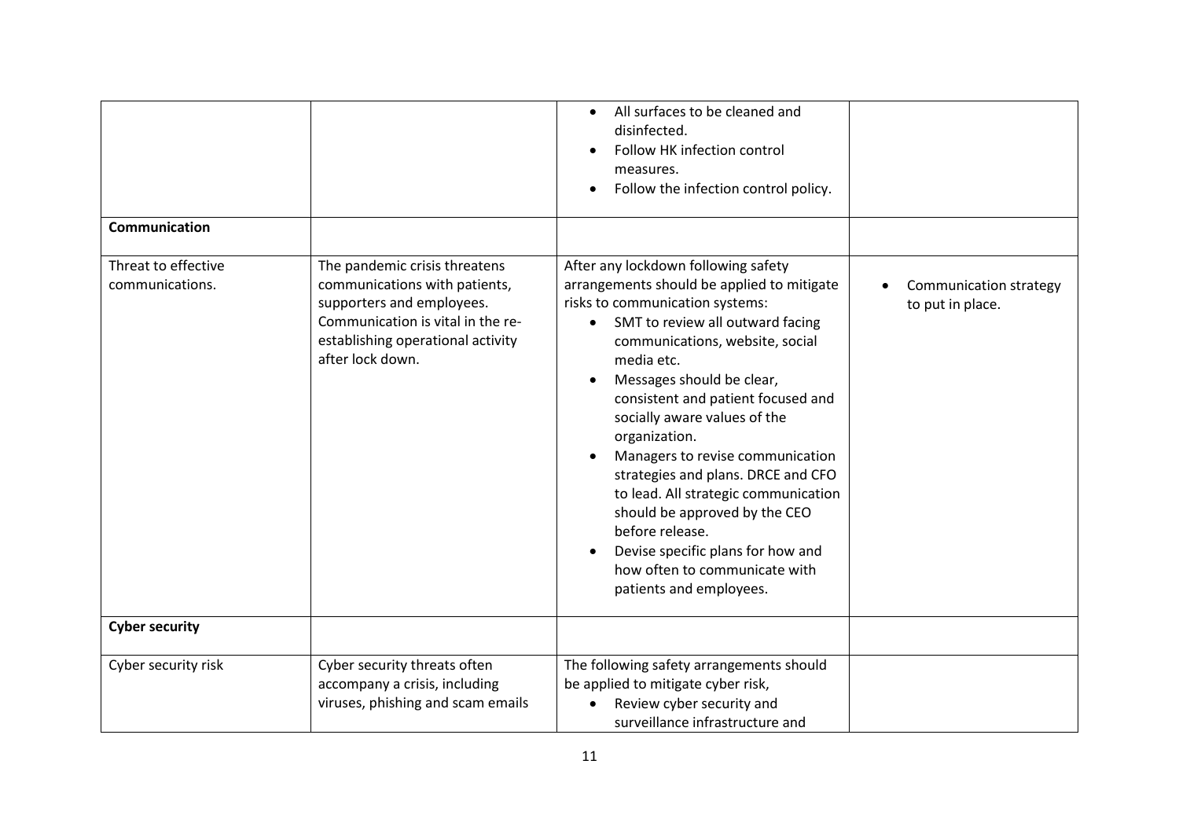| | | | |
|---|---|---|---|
| | | • All surfaces to be cleaned and disinfected.<br>• Follow HK infection control measures.<br>• Follow the infection control policy. | |
| **Communication** | | | |
| Threat to effective communications. | The pandemic crisis threatens communications with patients, supporters and employees. Communication is vital in the re-establishing operational activity after lock down. | After any lockdown following safety arrangements should be applied to mitigate risks to communication systems:<br>• SMT to review all outward facing communications, website, social media etc.<br>• Messages should be clear, consistent and patient focused and socially aware values of the organization.<br>• Managers to revise communication strategies and plans. DRCE and CFO to lead. All strategic communication should be approved by the CEO before release.<br>• Devise specific plans for how and how often to communicate with patients and employees. | • Communication strategy to put in place. |
| **Cyber security** | | | |
| Cyber security risk | Cyber security threats often accompany a crisis, including viruses, phishing and scam emails | The following safety arrangements should be applied to mitigate cyber risk,<br>• Review cyber security and surveillance infrastructure and | |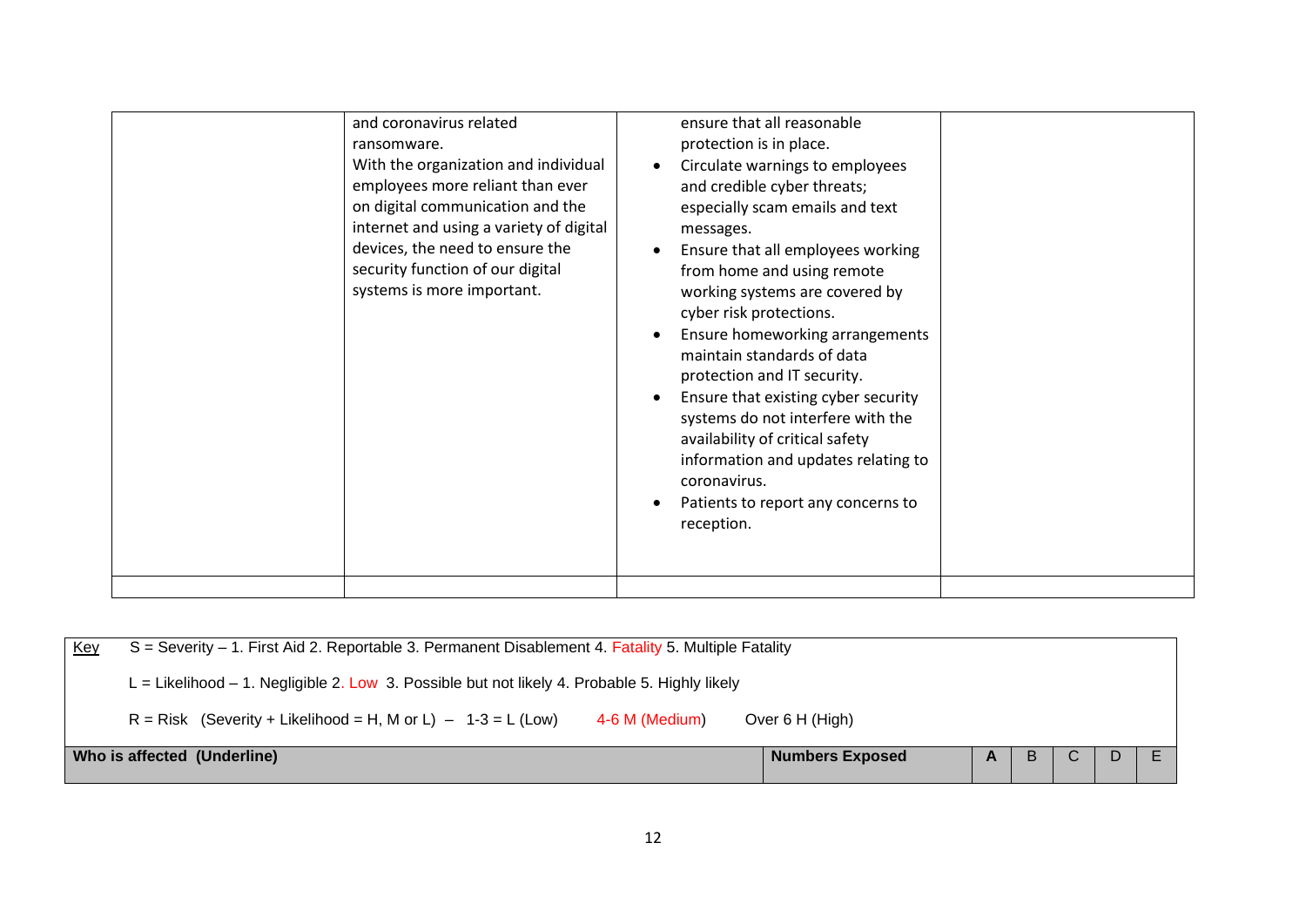|  | and coronavirus related ransomware.<br>With the organization and individual employees more reliant than ever on digital communication and the internet and using a variety of digital devices, the need to ensure the security function of our digital systems is more important. | ensure that all reasonable protection is in place.<br>• Circulate warnings to employees and credible cyber threats; especially scam emails and text messages.<br>• Ensure that all employees working from home and using remote working systems are covered by cyber risk protections.<br>• Ensure homeworking arrangements maintain standards of data protection and IT security.<br>• Ensure that existing cyber security systems do not interfere with the availability of critical safety information and updates relating to coronavirus.<br>• Patients to report any concerns to reception. |  |
|---|---|---|---|
|  |  |  |  |

| Key | S = Severity – 1. First Aid 2. Reportable 3. Permanent Disablement 4. Fatality 5. Multiple Fatality<br>L = Likelihood – 1. Negligible 2. Low 3. Possible but not likely 4. Probable 5. Highly likely<br>R = Risk (Severity + Likelihood = H, M or L) – 1-3 = L (Low) 4-6 M (Medium) Over 6 H (High) | | | | | | |
|---|---|---|---|---|---|---|---|
| **Who is affected (Underline)** | | **Numbers Exposed** | **A** | B | C | D | E |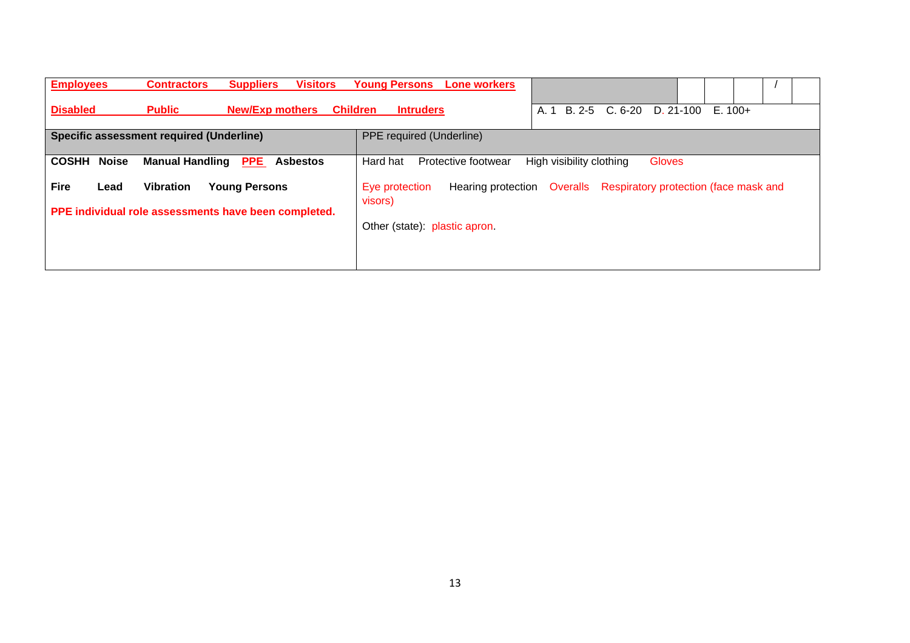| | | | | | |
|---|---|---|---|---|---|
| **Employees** **Contractors** **Suppliers** **Visitors** **Young Persons** **Lone workers** | | | | / | |
| **Disabled** **Public** **New/Exp mothers** **Children** **Intruders** | A. 1 B. 2-5 C. 6-20 D. 21-100 E. 100+ | | | | |
| **Specific assessment required (Underline)** | PPE required (Underline) | | | | |
| **COSHH** **Noise** **Manual Handling** **PPE** **Asbestos** | Hard hat Protective footwear High visibility clothing Gloves | | | | |
| **Fire** **Lead** **Vibration** **Young Persons**<br><br>**PPE individual role assessments have been completed.** | Eye protection Hearing protection Overalls Respiratory protection (face mask and visors)<br><br>Other (state): plastic apron. | | | | |